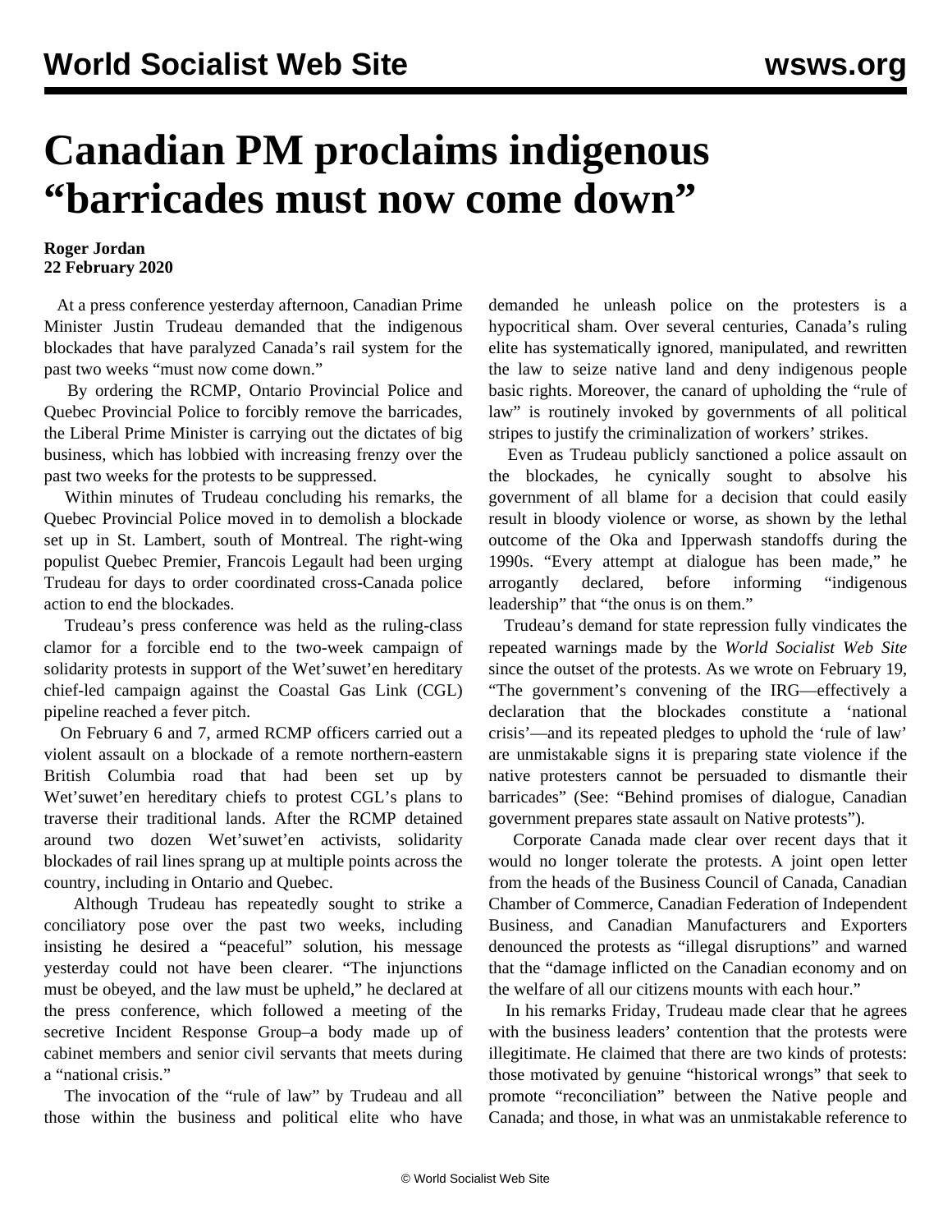# Canadian PM proclaims indigenous "barricades must now come down"

**Roger Jordan**
**22 February 2020**

At a press conference yesterday afternoon, Canadian Prime Minister Justin Trudeau demanded that the indigenous blockades that have paralyzed Canada's rail system for the past two weeks "must now come down."

By ordering the RCMP, Ontario Provincial Police and Quebec Provincial Police to forcibly remove the barricades, the Liberal Prime Minister is carrying out the dictates of big business, which has lobbied with increasing frenzy over the past two weeks for the protests to be suppressed.

Within minutes of Trudeau concluding his remarks, the Quebec Provincial Police moved in to demolish a blockade set up in St. Lambert, south of Montreal. The right-wing populist Quebec Premier, Francois Legault had been urging Trudeau for days to order coordinated cross-Canada police action to end the blockades.

Trudeau's press conference was held as the ruling-class clamor for a forcible end to the two-week campaign of solidarity protests in support of the Wet'suwet'en hereditary chief-led campaign against the Coastal Gas Link (CGL) pipeline reached a fever pitch.

On February 6 and 7, armed RCMP officers carried out a violent assault on a blockade of a remote northern-eastern British Columbia road that had been set up by Wet'suwet'en hereditary chiefs to protest CGL's plans to traverse their traditional lands. After the RCMP detained around two dozen Wet'suwet'en activists, solidarity blockades of rail lines sprang up at multiple points across the country, including in Ontario and Quebec.

Although Trudeau has repeatedly sought to strike a conciliatory pose over the past two weeks, including insisting he desired a "peaceful" solution, his message yesterday could not have been clearer. "The injunctions must be obeyed, and the law must be upheld," he declared at the press conference, which followed a meeting of the secretive Incident Response Group–a body made up of cabinet members and senior civil servants that meets during a "national crisis."

The invocation of the "rule of law" by Trudeau and all those within the business and political elite who have demanded he unleash police on the protesters is a hypocritical sham. Over several centuries, Canada's ruling elite has systematically ignored, manipulated, and rewritten the law to seize native land and deny indigenous people basic rights. Moreover, the canard of upholding the "rule of law" is routinely invoked by governments of all political stripes to justify the criminalization of workers' strikes.

Even as Trudeau publicly sanctioned a police assault on the blockades, he cynically sought to absolve his government of all blame for a decision that could easily result in bloody violence or worse, as shown by the lethal outcome of the Oka and Ipperwash standoffs during the 1990s. "Every attempt at dialogue has been made," he arrogantly declared, before informing "indigenous leadership" that "the onus is on them."

Trudeau's demand for state repression fully vindicates the repeated warnings made by the *World Socialist Web Site* since the outset of the protests. As we wrote on February 19, "The government's convening of the IRG—effectively a declaration that the blockades constitute a 'national crisis'—and its repeated pledges to uphold the 'rule of law' are unmistakable signs it is preparing state violence if the native protesters cannot be persuaded to dismantle their barricades" (See: "Behind promises of dialogue, Canadian government prepares state assault on Native protests").

Corporate Canada made clear over recent days that it would no longer tolerate the protests. A joint open letter from the heads of the Business Council of Canada, Canadian Chamber of Commerce, Canadian Federation of Independent Business, and Canadian Manufacturers and Exporters denounced the protests as "illegal disruptions" and warned that the "damage inflicted on the Canadian economy and on the welfare of all our citizens mounts with each hour."

In his remarks Friday, Trudeau made clear that he agrees with the business leaders' contention that the protests were illegitimate. He claimed that there are two kinds of protests: those motivated by genuine "historical wrongs" that seek to promote "reconciliation" between the Native people and Canada; and those, in what was an unmistakable reference to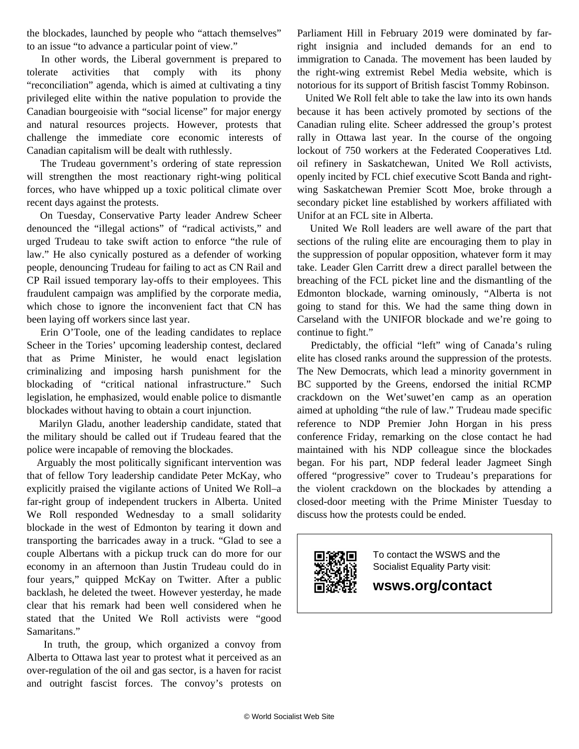the blockades, launched by people who "attach themselves" to an issue "to advance a particular point of view."

In other words, the Liberal government is prepared to tolerate activities that comply with its phony "reconciliation" agenda, which is aimed at cultivating a tiny privileged elite within the native population to provide the Canadian bourgeoisie with "social license" for major energy and natural resources projects. However, protests that challenge the immediate core economic interests of Canadian capitalism will be dealt with ruthlessly.

The Trudeau government's ordering of state repression will strengthen the most reactionary right-wing political forces, who have whipped up a toxic political climate over recent days against the protests.

On Tuesday, Conservative Party leader Andrew Scheer denounced the "illegal actions" of "radical activists," and urged Trudeau to take swift action to enforce "the rule of law." He also cynically postured as a defender of working people, denouncing Trudeau for failing to act as CN Rail and CP Rail issued temporary lay-offs to their employees. This fraudulent campaign was amplified by the corporate media, which chose to ignore the inconvenient fact that CN has been laying off workers since last year.

Erin O'Toole, one of the leading candidates to replace Scheer in the Tories' upcoming leadership contest, declared that as Prime Minister, he would enact legislation criminalizing and imposing harsh punishment for the blockading of "critical national infrastructure." Such legislation, he emphasized, would enable police to dismantle blockades without having to obtain a court injunction.

Marilyn Gladu, another leadership candidate, stated that the military should be called out if Trudeau feared that the police were incapable of removing the blockades.

Arguably the most politically significant intervention was that of fellow Tory leadership candidate Peter McKay, who explicitly praised the vigilante actions of United We Roll–a far-right group of independent truckers in Alberta. United We Roll responded Wednesday to a small solidarity blockade in the west of Edmonton by tearing it down and transporting the barricades away in a truck. "Glad to see a couple Albertans with a pickup truck can do more for our economy in an afternoon than Justin Trudeau could do in four years," quipped McKay on Twitter. After a public backlash, he deleted the tweet. However yesterday, he made clear that his remark had been well considered when he stated that the United We Roll activists were "good Samaritans."

In truth, the group, which organized a convoy from Alberta to Ottawa last year to protest what it perceived as an over-regulation of the oil and gas sector, is a haven for racist and outright fascist forces. The convoy's protests on Parliament Hill in February 2019 were dominated by far-right insignia and included demands for an end to immigration to Canada. The movement has been lauded by the right-wing extremist Rebel Media website, which is notorious for its support of British fascist Tommy Robinson.

United We Roll felt able to take the law into its own hands because it has been actively promoted by sections of the Canadian ruling elite. Scheer addressed the group's protest rally in Ottawa last year. In the course of the ongoing lockout of 750 workers at the Federated Cooperatives Ltd. oil refinery in Saskatchewan, United We Roll activists, openly incited by FCL chief executive Scott Banda and right-wing Saskatchewan Premier Scott Moe, broke through a secondary picket line established by workers affiliated with Unifor at an FCL site in Alberta.

United We Roll leaders are well aware of the part that sections of the ruling elite are encouraging them to play in the suppression of popular opposition, whatever form it may take. Leader Glen Carritt drew a direct parallel between the breaching of the FCL picket line and the dismantling of the Edmonton blockade, warning ominously, "Alberta is not going to stand for this. We had the same thing down in Carseland with the UNIFOR blockade and we're going to continue to fight."

Predictably, the official "left" wing of Canada's ruling elite has closed ranks around the suppression of the protests. The New Democrats, which lead a minority government in BC supported by the Greens, endorsed the initial RCMP crackdown on the Wet'suwet'en camp as an operation aimed at upholding "the rule of law." Trudeau made specific reference to NDP Premier John Horgan in his press conference Friday, remarking on the close contact he had maintained with his NDP colleague since the blockades began. For his part, NDP federal leader Jagmeet Singh offered "progressive" cover to Trudeau's preparations for the violent crackdown on the blockades by attending a closed-door meeting with the Prime Minister Tuesday to discuss how the protests could be ended.

To contact the WSWS and the Socialist Equality Party visit:

**wsws.org/contact**